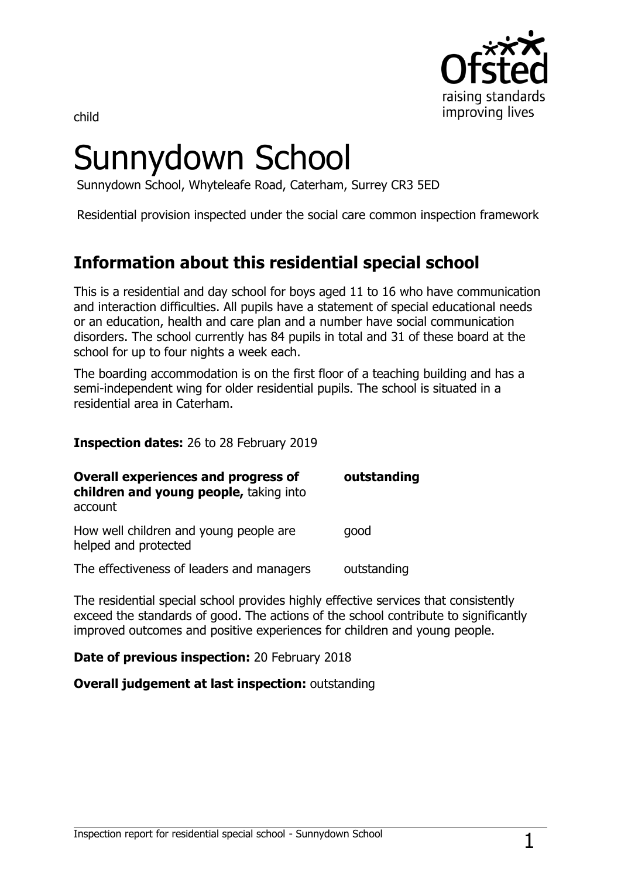child

# Sunnydown School

Sunnydown School, Whyteleafe Road, Caterham, Surrey CR3 5ED

Residential provision inspected under the social care common inspection framework

## Information about this residential special school

This is a residential and day school for boys aged 11 to 16 who have communication and interaction difficulties. All pupils have a statement of special educational needs or an education, health and care plan and a number have social communication disorders. The school currently has 84 pupils in total and 31 of these board at the school for up to four nights a week each.

The boarding accommodation is on the first floor of a teaching building and has a semi-independent wing for older residential pupils. The school is situated in a residential area in Caterham.

**Inspection dates:** 26 to 28 February 2019

| | |
|---|---|
| **Overall experiences and progress of children and young people,** taking into account | **outstanding** |
| How well children and young people are helped and protected | good |
| The effectiveness of leaders and managers | outstanding |

The residential special school provides highly effective services that consistently exceed the standards of good. The actions of the school contribute to significantly improved outcomes and positive experiences for children and young people.

**Date of previous inspection:** 20 February 2018

**Overall judgement at last inspection:** outstanding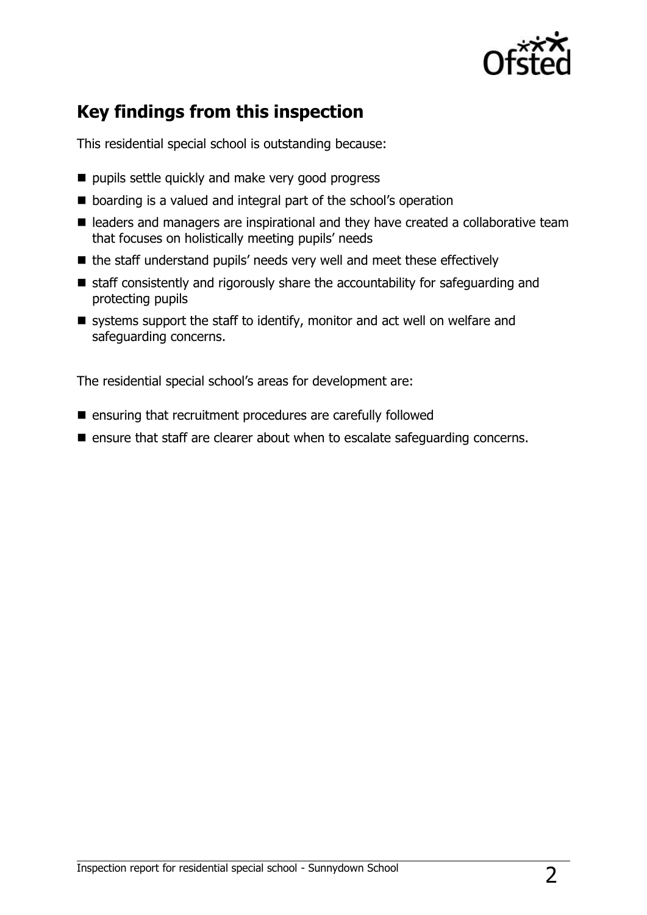## Key findings from this inspection

This residential special school is outstanding because:

- pupils settle quickly and make very good progress
- boarding is a valued and integral part of the school's operation
- leaders and managers are inspirational and they have created a collaborative team that focuses on holistically meeting pupils' needs
- the staff understand pupils' needs very well and meet these effectively
- staff consistently and rigorously share the accountability for safeguarding and protecting pupils
- systems support the staff to identify, monitor and act well on welfare and safeguarding concerns.

The residential special school's areas for development are:

- ensuring that recruitment procedures are carefully followed
- ensure that staff are clearer about when to escalate safeguarding concerns.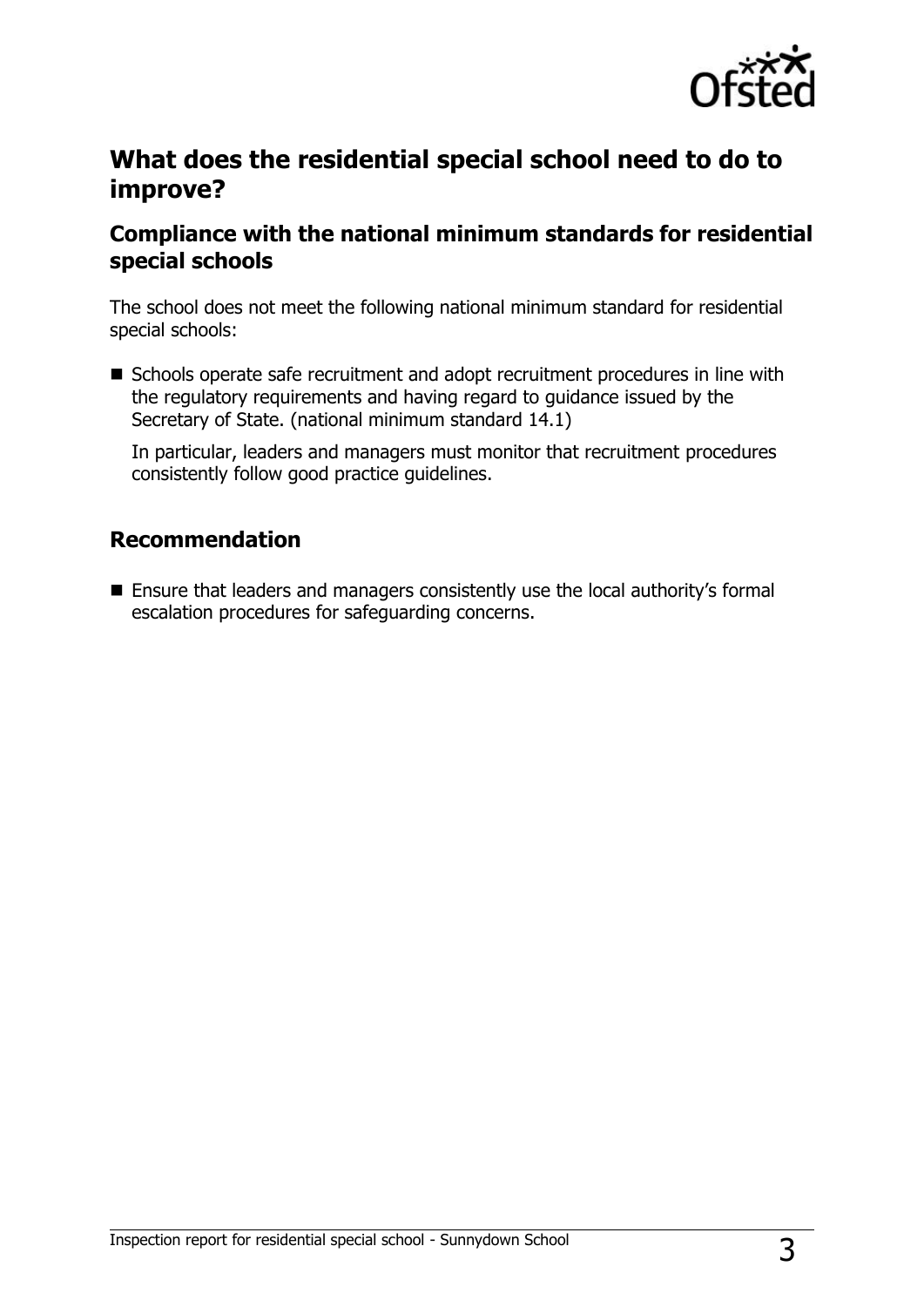## What does the residential special school need to do to improve?

### Compliance with the national minimum standards for residential special schools

The school does not meet the following national minimum standard for residential special schools:

- Schools operate safe recruitment and adopt recruitment procedures in line with the regulatory requirements and having regard to guidance issued by the Secretary of State. (national minimum standard 14.1)

  In particular, leaders and managers must monitor that recruitment procedures consistently follow good practice guidelines.

### Recommendation

- Ensure that leaders and managers consistently use the local authority's formal escalation procedures for safeguarding concerns.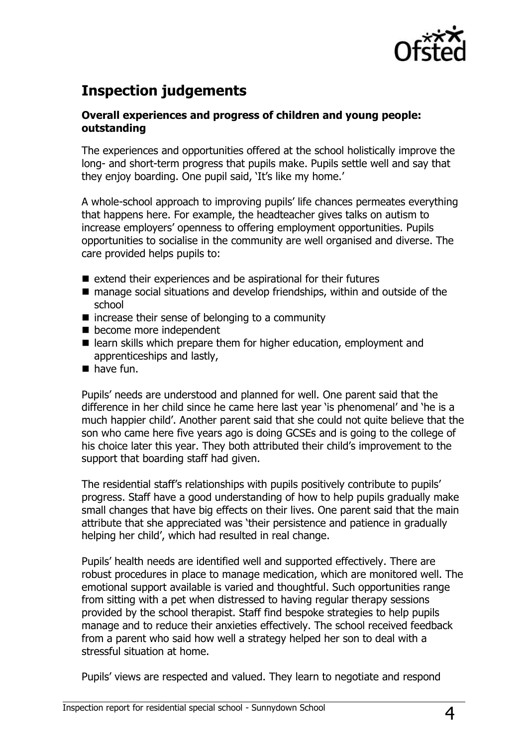## Inspection judgements

**Overall experiences and progress of children and young people: outstanding**

The experiences and opportunities offered at the school holistically improve the long- and short-term progress that pupils make. Pupils settle well and say that they enjoy boarding. One pupil said, 'It's like my home.'

A whole-school approach to improving pupils' life chances permeates everything that happens here. For example, the headteacher gives talks on autism to increase employers' openness to offering employment opportunities. Pupils opportunities to socialise in the community are well organised and diverse. The care provided helps pupils to:

- extend their experiences and be aspirational for their futures
- manage social situations and develop friendships, within and outside of the school
- increase their sense of belonging to a community
- become more independent
- learn skills which prepare them for higher education, employment and apprenticeships and lastly,
- have fun.

Pupils' needs are understood and planned for well. One parent said that the difference in her child since he came here last year 'is phenomenal' and 'he is a much happier child'. Another parent said that she could not quite believe that the son who came here five years ago is doing GCSEs and is going to the college of his choice later this year. They both attributed their child's improvement to the support that boarding staff had given.

The residential staff's relationships with pupils positively contribute to pupils' progress. Staff have a good understanding of how to help pupils gradually make small changes that have big effects on their lives. One parent said that the main attribute that she appreciated was 'their persistence and patience in gradually helping her child', which had resulted in real change.

Pupils' health needs are identified well and supported effectively. There are robust procedures in place to manage medication, which are monitored well. The emotional support available is varied and thoughtful. Such opportunities range from sitting with a pet when distressed to having regular therapy sessions provided by the school therapist. Staff find bespoke strategies to help pupils manage and to reduce their anxieties effectively. The school received feedback from a parent who said how well a strategy helped her son to deal with a stressful situation at home.

Pupils' views are respected and valued. They learn to negotiate and respond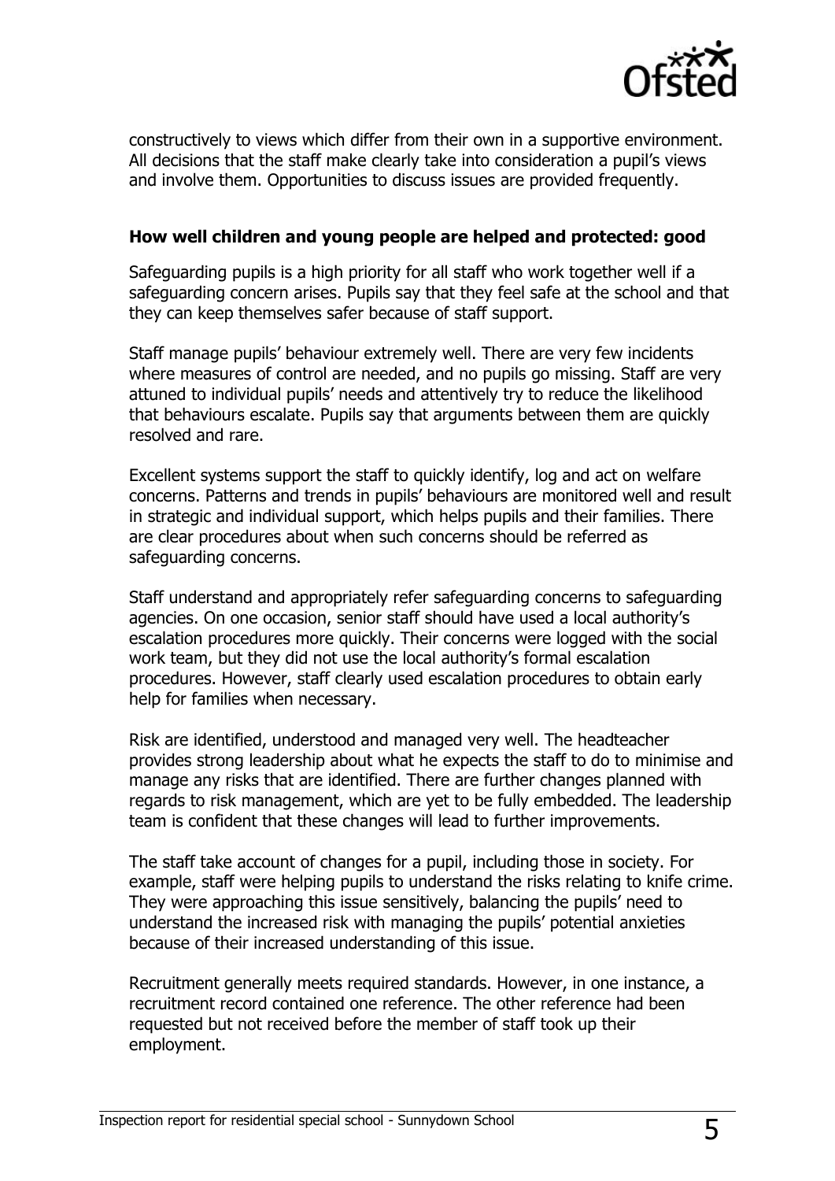constructively to views which differ from their own in a supportive environment. All decisions that the staff make clearly take into consideration a pupil's views and involve them. Opportunities to discuss issues are provided frequently.

**How well children and young people are helped and protected: good**

Safeguarding pupils is a high priority for all staff who work together well if a safeguarding concern arises. Pupils say that they feel safe at the school and that they can keep themselves safer because of staff support.

Staff manage pupils' behaviour extremely well. There are very few incidents where measures of control are needed, and no pupils go missing. Staff are very attuned to individual pupils' needs and attentively try to reduce the likelihood that behaviours escalate. Pupils say that arguments between them are quickly resolved and rare.

Excellent systems support the staff to quickly identify, log and act on welfare concerns. Patterns and trends in pupils' behaviours are monitored well and result in strategic and individual support, which helps pupils and their families. There are clear procedures about when such concerns should be referred as safeguarding concerns.

Staff understand and appropriately refer safeguarding concerns to safeguarding agencies. On one occasion, senior staff should have used a local authority's escalation procedures more quickly. Their concerns were logged with the social work team, but they did not use the local authority's formal escalation procedures. However, staff clearly used escalation procedures to obtain early help for families when necessary.

Risk are identified, understood and managed very well. The headteacher provides strong leadership about what he expects the staff to do to minimise and manage any risks that are identified. There are further changes planned with regards to risk management, which are yet to be fully embedded. The leadership team is confident that these changes will lead to further improvements.

The staff take account of changes for a pupil, including those in society. For example, staff were helping pupils to understand the risks relating to knife crime. They were approaching this issue sensitively, balancing the pupils' need to understand the increased risk with managing the pupils' potential anxieties because of their increased understanding of this issue.

Recruitment generally meets required standards. However, in one instance, a recruitment record contained one reference. The other reference had been requested but not received before the member of staff took up their employment.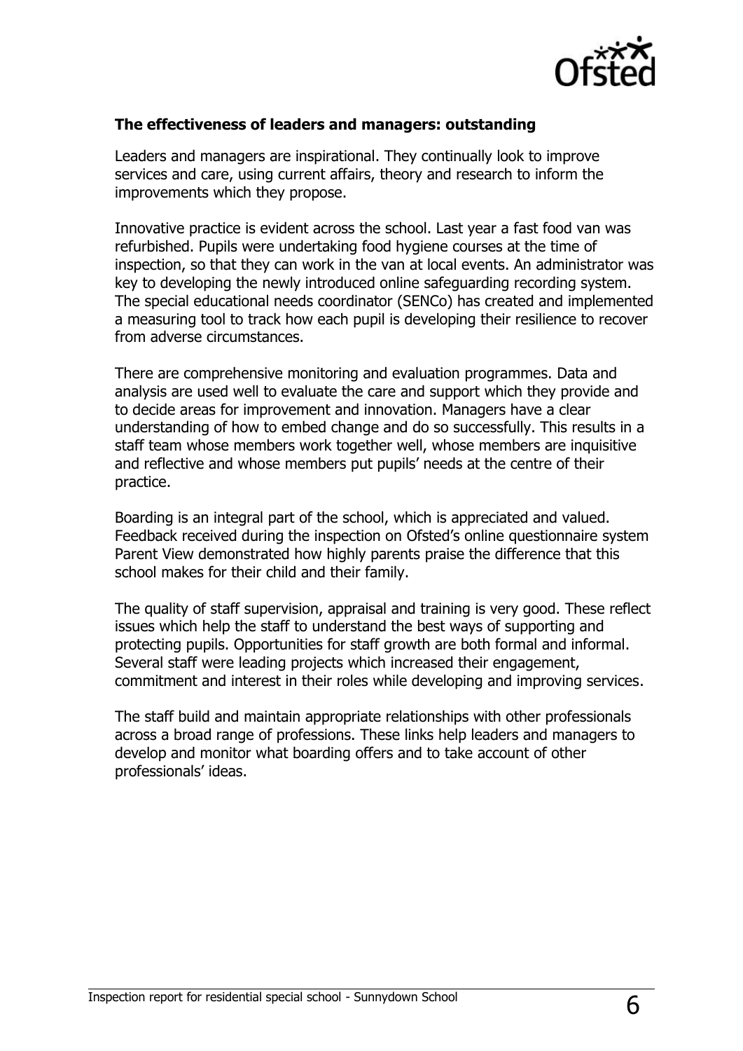**The effectiveness of leaders and managers: outstanding**

Leaders and managers are inspirational. They continually look to improve services and care, using current affairs, theory and research to inform the improvements which they propose.

Innovative practice is evident across the school. Last year a fast food van was refurbished. Pupils were undertaking food hygiene courses at the time of inspection, so that they can work in the van at local events. An administrator was key to developing the newly introduced online safeguarding recording system. The special educational needs coordinator (SENCo) has created and implemented a measuring tool to track how each pupil is developing their resilience to recover from adverse circumstances.

There are comprehensive monitoring and evaluation programmes. Data and analysis are used well to evaluate the care and support which they provide and to decide areas for improvement and innovation. Managers have a clear understanding of how to embed change and do so successfully. This results in a staff team whose members work together well, whose members are inquisitive and reflective and whose members put pupils' needs at the centre of their practice.

Boarding is an integral part of the school, which is appreciated and valued. Feedback received during the inspection on Ofsted's online questionnaire system Parent View demonstrated how highly parents praise the difference that this school makes for their child and their family.

The quality of staff supervision, appraisal and training is very good. These reflect issues which help the staff to understand the best ways of supporting and protecting pupils. Opportunities for staff growth are both formal and informal. Several staff were leading projects which increased their engagement, commitment and interest in their roles while developing and improving services.

The staff build and maintain appropriate relationships with other professionals across a broad range of professions. These links help leaders and managers to develop and monitor what boarding offers and to take account of other professionals' ideas.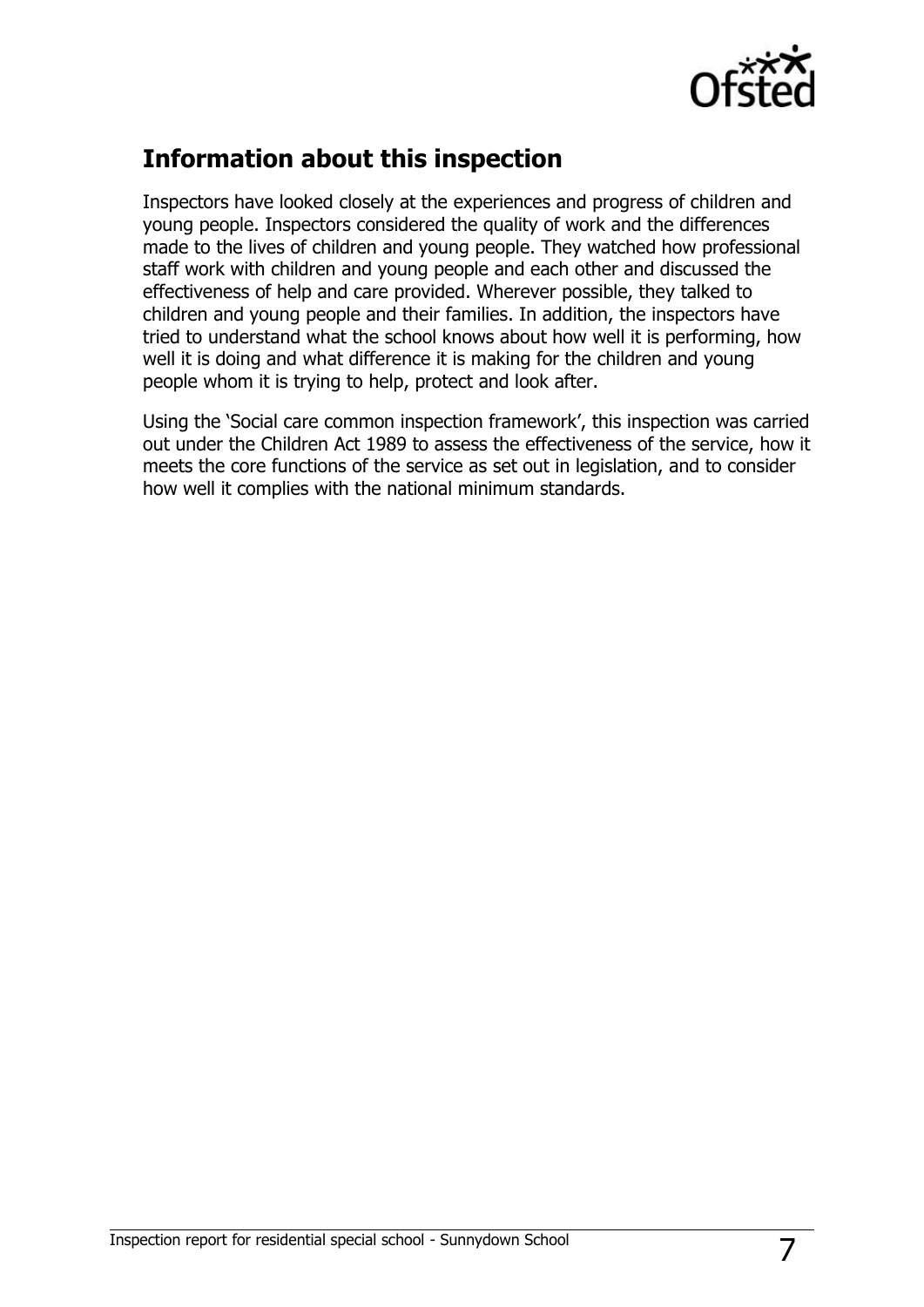## Information about this inspection

Inspectors have looked closely at the experiences and progress of children and young people. Inspectors considered the quality of work and the differences made to the lives of children and young people. They watched how professional staff work with children and young people and each other and discussed the effectiveness of help and care provided. Wherever possible, they talked to children and young people and their families. In addition, the inspectors have tried to understand what the school knows about how well it is performing, how well it is doing and what difference it is making for the children and young people whom it is trying to help, protect and look after.

Using the 'Social care common inspection framework', this inspection was carried out under the Children Act 1989 to assess the effectiveness of the service, how it meets the core functions of the service as set out in legislation, and to consider how well it complies with the national minimum standards.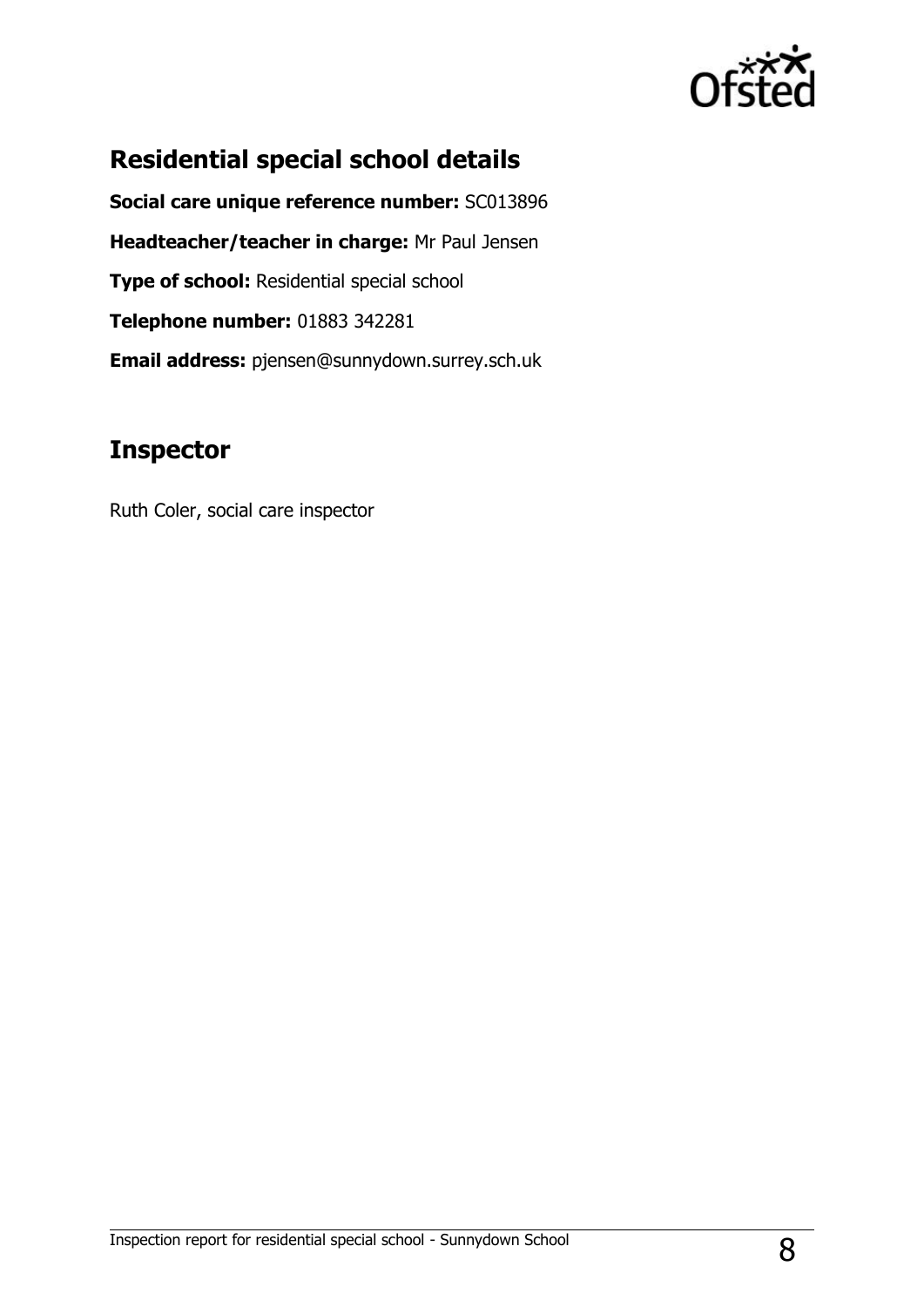## Residential special school details

**Social care unique reference number:** SC013896

**Headteacher/teacher in charge:** Mr Paul Jensen

**Type of school:** Residential special school

**Telephone number:** 01883 342281

**Email address:** pjensen@sunnydown.surrey.sch.uk

## Inspector

Ruth Coler, social care inspector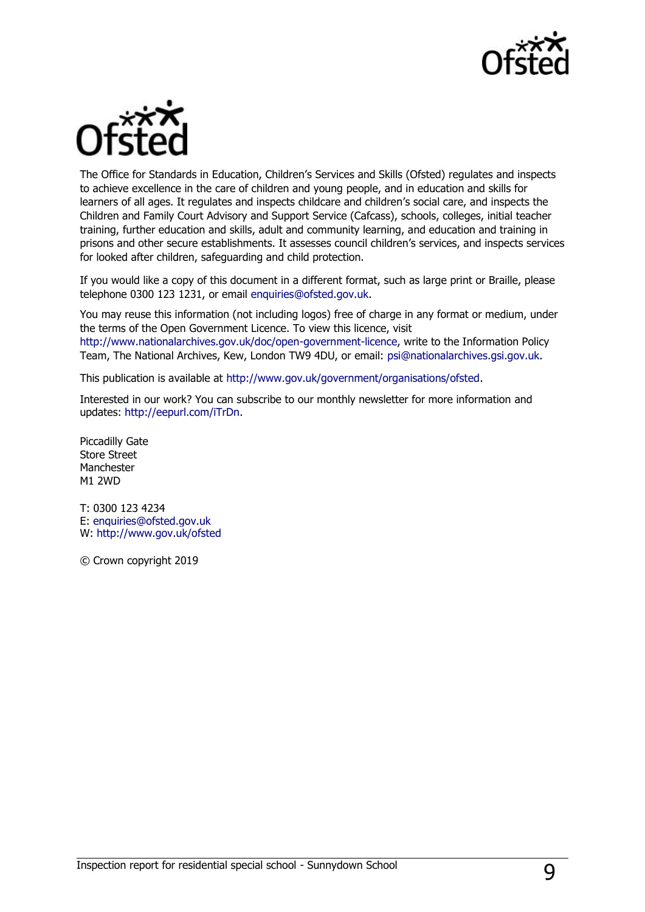The Office for Standards in Education, Children's Services and Skills (Ofsted) regulates and inspects to achieve excellence in the care of children and young people, and in education and skills for learners of all ages. It regulates and inspects childcare and children's social care, and inspects the Children and Family Court Advisory and Support Service (Cafcass), schools, colleges, initial teacher training, further education and skills, adult and community learning, and education and training in prisons and other secure establishments. It assesses council children's services, and inspects services for looked after children, safeguarding and child protection.

If you would like a copy of this document in a different format, such as large print or Braille, please telephone 0300 123 1231, or email enquiries@ofsted.gov.uk.

You may reuse this information (not including logos) free of charge in any format or medium, under the terms of the Open Government Licence. To view this licence, visit http://www.nationalarchives.gov.uk/doc/open-government-licence, write to the Information Policy Team, The National Archives, Kew, London TW9 4DU, or email: psi@nationalarchives.gsi.gov.uk.

This publication is available at http://www.gov.uk/government/organisations/ofsted.

Interested in our work? You can subscribe to our monthly newsletter for more information and updates: http://eepurl.com/iTrDn.

Piccadilly Gate
Store Street
Manchester
M1 2WD

T: 0300 123 4234
E: enquiries@ofsted.gov.uk
W: http://www.gov.uk/ofsted

© Crown copyright 2019